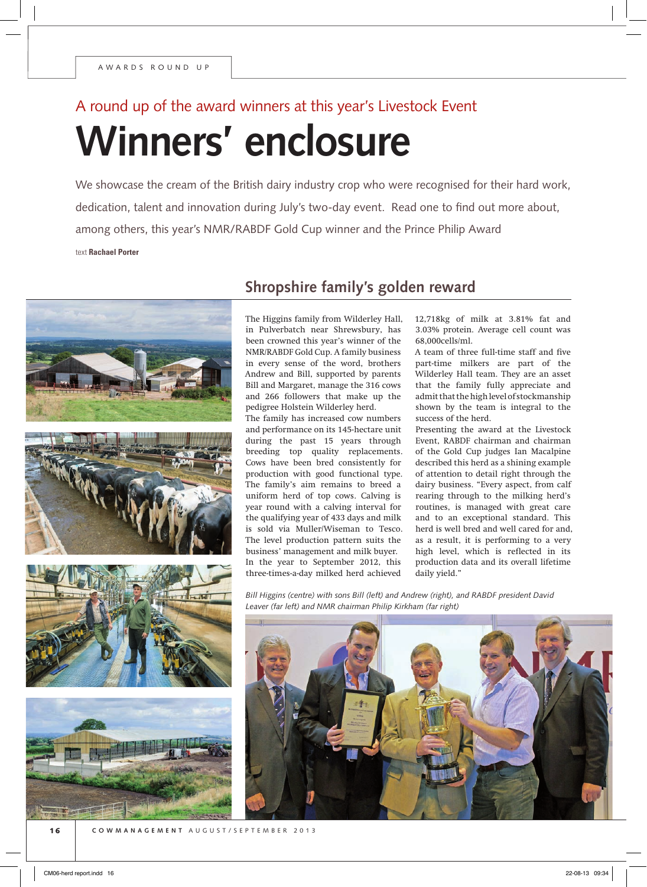AWARDS ROUND UP

A round up of the award winners at this year's Livestock Event

# Winners' enclosure

We showcase the cream of the British dairy industry crop who were recognised for their hard work, dedication, talent and innovation during July's two-day event. Read one to find out more about, among others, this year's NMR/RABDF Gold Cup winner and the Prince Philip Award

text **Rachael Porter**

## Shropshire family's golden reward

The Higgins family from Wilderley Hall, in Pulverbatch near Shrewsbury, has been crowned this year's winner of the NMR/RABDF Gold Cup. A family business in every sense of the word, brothers Andrew and Bill, supported by parents Bill and Margaret, manage the 316 cows and 266 followers that make up the pedigree Holstein Wilderley herd.

The family has increased cow numbers and performance on its 145-hectare unit during the past 15 years through breeding top quality replacements. Cows have been bred consistently for production with good functional type. The family's aim remains to breed a uniform herd of top cows. Calving is year round with a calving interval for the qualifying year of 433 days and milk is sold via Muller/Wiseman to Tesco. The level production pattern suits the business' management and milk buyer.

In the year to September 2012, this three-times-a-day milked herd achieved 12,718kg of milk at 3.81% fat and 3.03% protein. Average cell count was 68,000cells/ml.

A team of three full-time staff and five part-time milkers are part of the Wilderley Hall team. They are an asset that the family fully appreciate and admit that the high level of stockmanship shown by the team is integral to the success of the herd.

Presenting the award at the Livestock Event, RABDF chairman and chairman of the Gold Cup judges Ian Macalpine described this herd as a shining example of attention to detail right through the dairy business. "Every aspect, from calf rearing through to the milking herd's routines, is managed with great care and to an exceptional standard. This herd is well bred and well cared for and, as a result, it is performing to a very high level, which is reflected in its production data and its overall lifetime daily yield."

*Bill Higgins (centre) with sons Bill (left) and Andrew (right), and RABDF president David Leaver (far left) and NMR chairman Philip Kirkham (far right)*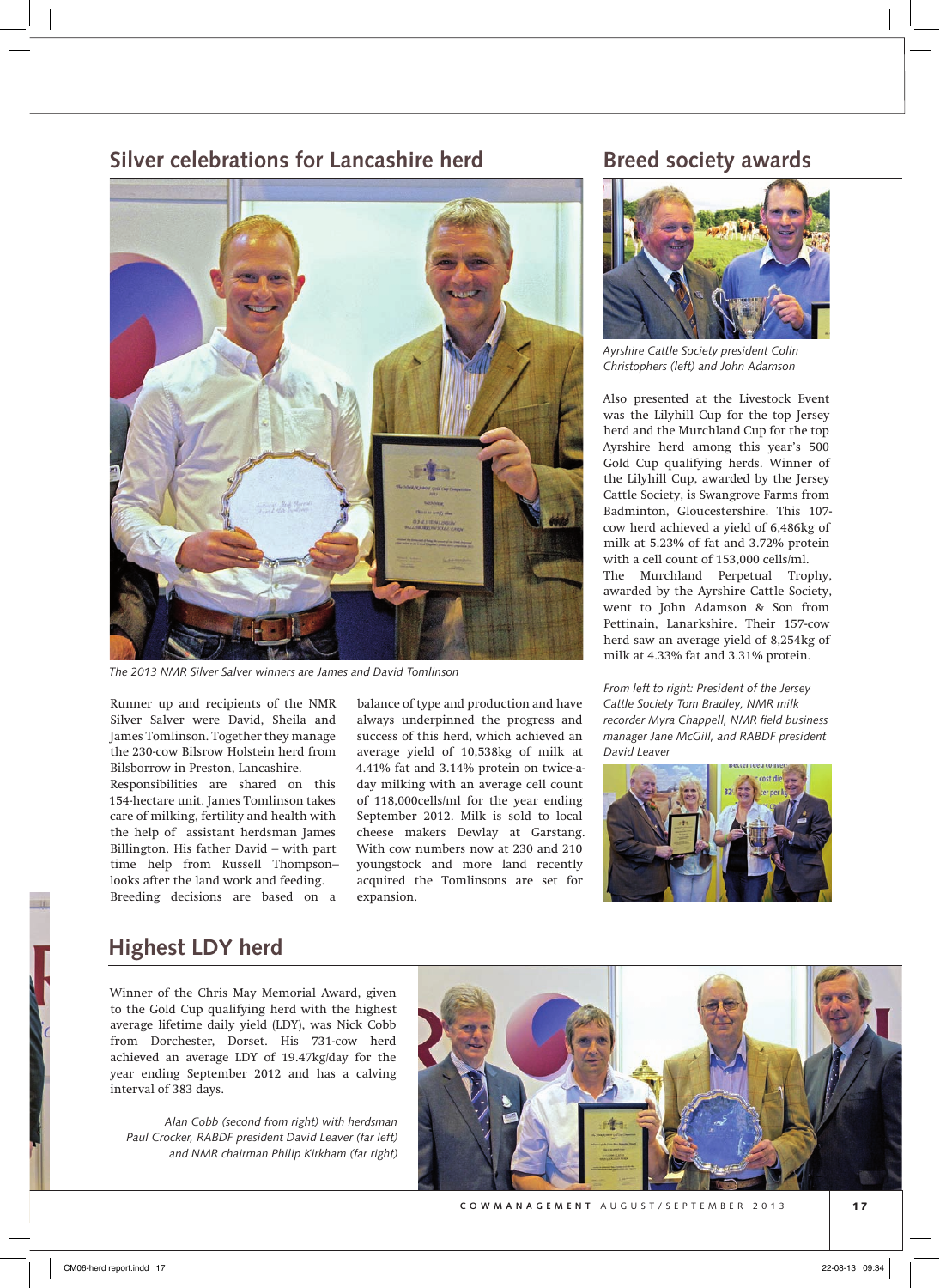## Silver celebrations for Lancashire herd

*The 2013 NMR Silver Salver winners are James and David Tomlinson*

Runner up and recipients of the NMR Silver Salver were David, Sheila and James Tomlinson. Together they manage the 230-cow Bilsrow Holstein herd from Bilsborrow in Preston, Lancashire.

Responsibilities are shared on this 154-hectare unit. James Tomlinson takes care of milking, fertility and health with the help of assistant herdsman James Billington. His father David – with part time help from Russell Thompson– looks after the land work and feeding.

Breeding decisions are based on a balance of type and production and have always underpinned the progress and success of this herd, which achieved an average yield of 10,538kg of milk at 4.41% fat and 3.14% protein on twice-a-day milking with an average cell count of 118,000cells/ml for the year ending September 2012. Milk is sold to local cheese makers Dewlay at Garstang. With cow numbers now at 230 and 210 youngstock and more land recently acquired the Tomlinsons are set for expansion.

## Breed society awards

*Ayrshire Cattle Society president Colin Christophers (left) and John Adamson*

Also presented at the Livestock Event was the Lilyhill Cup for the top Jersey herd and the Murchland Cup for the top Ayrshire herd among this year's 500 Gold Cup qualifying herds. Winner of the Lilyhill Cup, awarded by the Jersey Cattle Society, is Swangrove Farms from Badminton, Gloucestershire. This 107-cow herd achieved a yield of 6,486kg of milk at 5.23% of fat and 3.72% protein with a cell count of 153,000 cells/ml.

The Murchland Perpetual Trophy, awarded by the Ayrshire Cattle Society, went to John Adamson & Son from Pettinain, Lanarkshire. Their 157-cow herd saw an average yield of 8,254kg of milk at 4.33% fat and 3.31% protein.

*From left to right: President of the Jersey Cattle Society Tom Bradley, NMR milk recorder Myra Chappell, NMR field business manager Jane McGill, and RABDF president David Leaver*

## Highest LDY herd

Winner of the Chris May Memorial Award, given to the Gold Cup qualifying herd with the highest average lifetime daily yield (LDY), was Nick Cobb from Dorchester, Dorset. His 731-cow herd achieved an average LDY of 19.47kg/day for the year ending September 2012 and has a calving interval of 383 days.

*Alan Cobb (second from right) with herdsman Paul Crocker, RABDF president David Leaver (far left) and NMR chairman Philip Kirkham (far right)*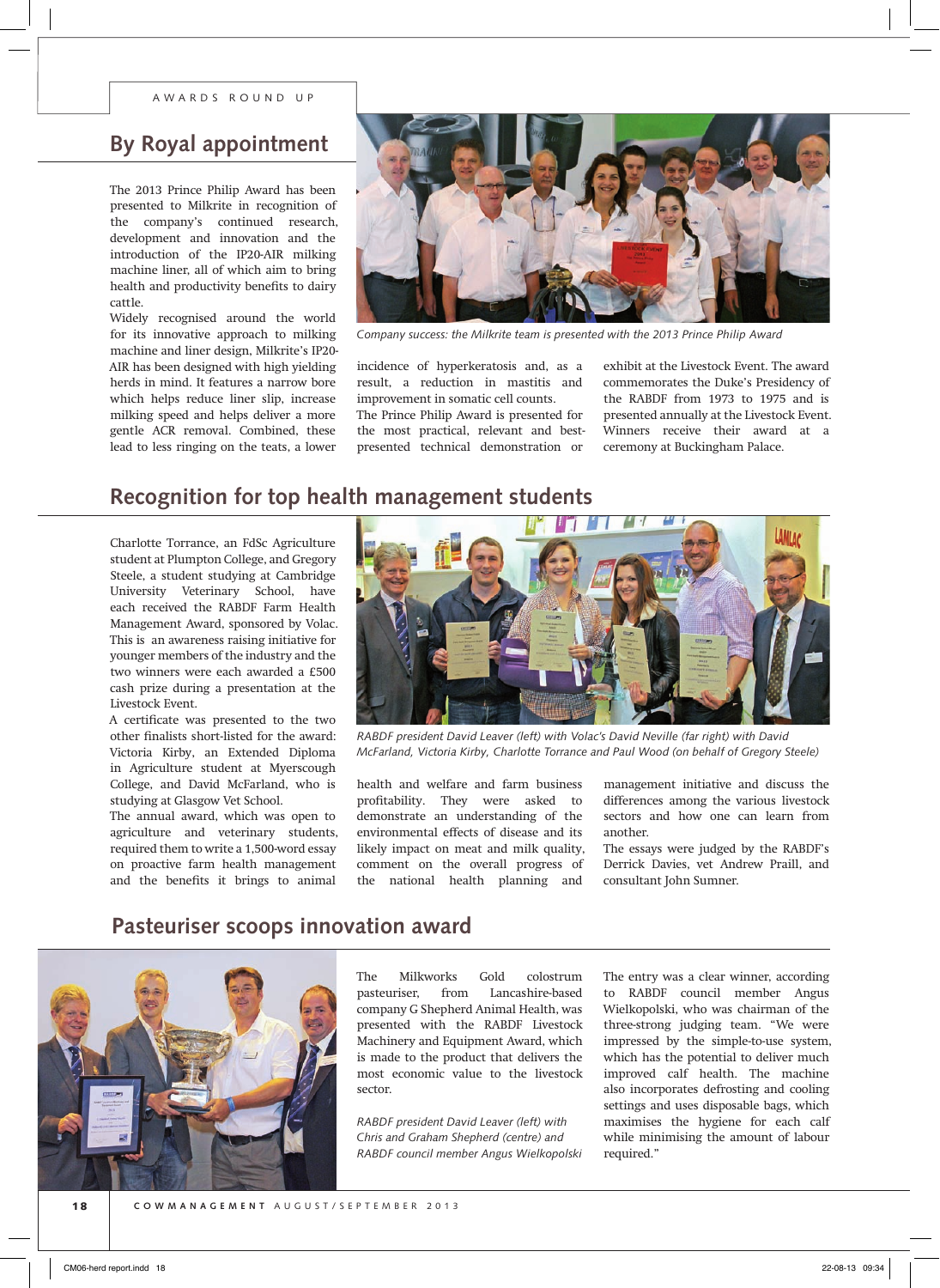AWARDS ROUND UP

## By Royal appointment

The 2013 Prince Philip Award has been presented to Milkrite in recognition of the company's continued research, development and innovation and the introduction of the IP20-AIR milking machine liner, all of which aim to bring health and productivity benefits to dairy cattle.

Widely recognised around the world for its innovative approach to milking machine and liner design, Milkrite's IP20-AIR has been designed with high yielding herds in mind. It features a narrow bore which helps reduce liner slip, increase milking speed and helps deliver a more gentle ACR removal. Combined, these lead to less ringing on the teats, a lower incidence of hyperkeratosis and, as a result, a reduction in mastitis and improvement in somatic cell counts.

The Prince Philip Award is presented for the most practical, relevant and best-presented technical demonstration or exhibit at the Livestock Event. The award commemorates the Duke's Presidency of the RABDF from 1973 to 1975 and is presented annually at the Livestock Event. Winners receive their award at a ceremony at Buckingham Palace.

*Company success: the Milkrite team is presented with the 2013 Prince Philip Award*

## Recognition for top health management students

Charlotte Torrance, an FdSc Agriculture student at Plumpton College, and Gregory Steele, a student studying at Cambridge University Veterinary School, have each received the RABDF Farm Health Management Award, sponsored by Volac. This is an awareness raising initiative for younger members of the industry and the two winners were each awarded a £500 cash prize during a presentation at the Livestock Event.

A certificate was presented to the two other finalists short-listed for the award: Victoria Kirby, an Extended Diploma in Agriculture student at Myerscough College, and David McFarland, who is studying at Glasgow Vet School.

The annual award, which was open to agriculture and veterinary students, required them to write a 1,500-word essay on proactive farm health management and the benefits it brings to animal health and welfare and farm business profitability. They were asked to demonstrate an understanding of the environmental effects of disease and its likely impact on meat and milk quality, comment on the overall progress of the national health planning and management initiative and discuss the differences among the various livestock sectors and how one can learn from another.

The essays were judged by the RABDF's Derrick Davies, vet Andrew Praill, and consultant John Sumner.

*RABDF president David Leaver (left) with Volac's David Neville (far right) with David McFarland, Victoria Kirby, Charlotte Torrance and Paul Wood (on behalf of Gregory Steele)*

## Pasteuriser scoops innovation award

The Milkworks Gold colostrum pasteuriser, from Lancashire-based company G Shepherd Animal Health, was presented with the RABDF Livestock Machinery and Equipment Award, which is made to the product that delivers the most economic value to the livestock sector.

*RABDF president David Leaver (left) with Chris and Graham Shepherd (centre) and RABDF council member Angus Wielkopolski*

The entry was a clear winner, according to RABDF council member Angus Wielkopolski, who was chairman of the three-strong judging team. "We were impressed by the simple-to-use system, which has the potential to deliver much improved calf health. The machine also incorporates defrosting and cooling settings and uses disposable bags, which maximises the hygiene for each calf while minimising the amount of labour required."